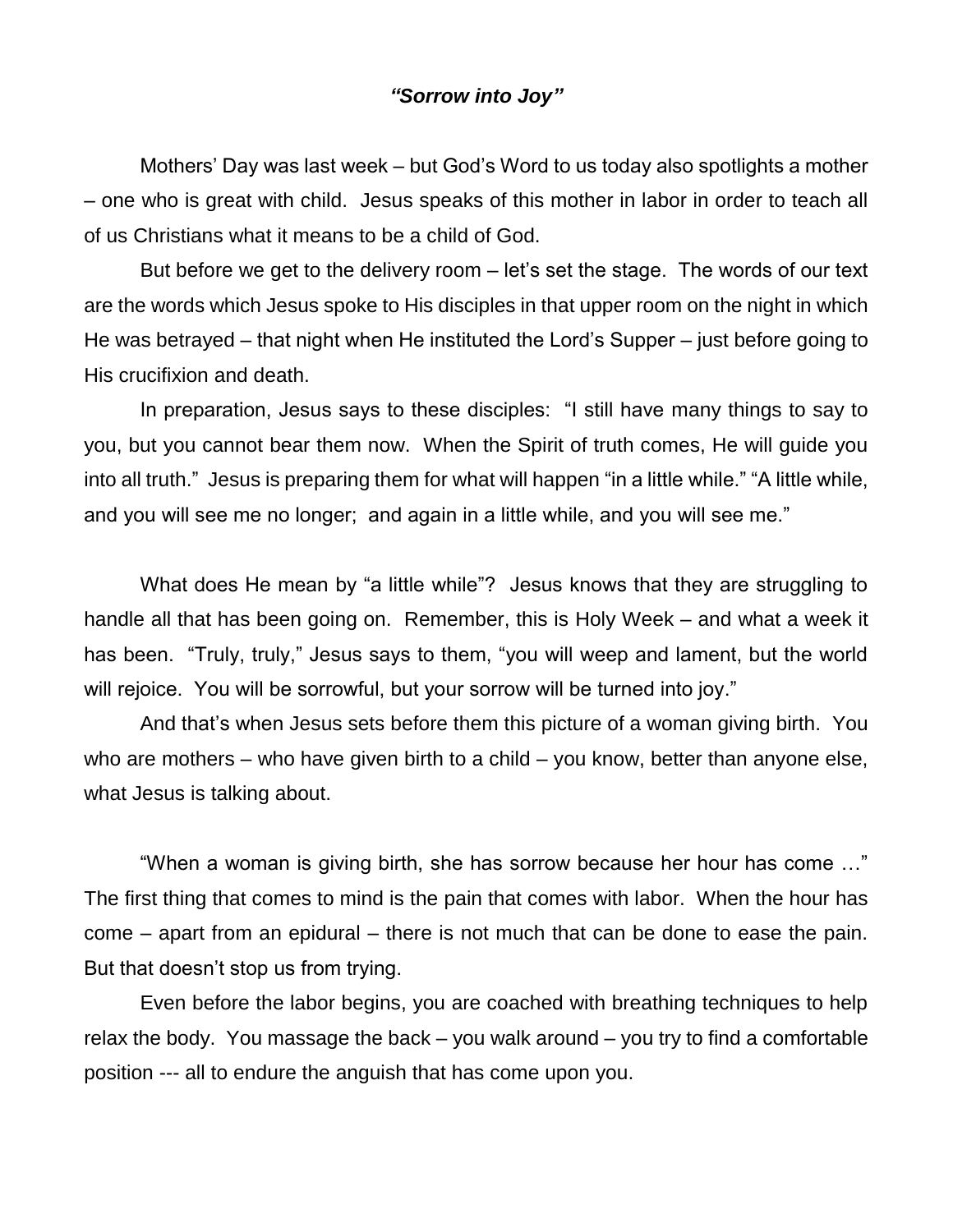### *"Sorrow into Joy"*

Mothers' Day was last week – but God's Word to us today also spotlights a mother – one who is great with child. Jesus speaks of this mother in labor in order to teach all of us Christians what it means to be a child of God.

But before we get to the delivery room – let's set the stage. The words of our text are the words which Jesus spoke to His disciples in that upper room on the night in which He was betrayed – that night when He instituted the Lord's Supper – just before going to His crucifixion and death.

In preparation, Jesus says to these disciples: "I still have many things to say to you, but you cannot bear them now. When the Spirit of truth comes, He will guide you into all truth." Jesus is preparing them for what will happen "in a little while." "A little while, and you will see me no longer; and again in a little while, and you will see me."

What does He mean by "a little while"? Jesus knows that they are struggling to handle all that has been going on. Remember, this is Holy Week – and what a week it has been. "Truly, truly," Jesus says to them, "you will weep and lament, but the world will rejoice. You will be sorrowful, but your sorrow will be turned into joy."

And that's when Jesus sets before them this picture of a woman giving birth. You who are mothers – who have given birth to a child – you know, better than anyone else, what Jesus is talking about.

"When a woman is giving birth, she has sorrow because her hour has come …" The first thing that comes to mind is the pain that comes with labor. When the hour has come – apart from an epidural – there is not much that can be done to ease the pain. But that doesn't stop us from trying.

Even before the labor begins, you are coached with breathing techniques to help relax the body. You massage the back – you walk around – you try to find a comfortable position --- all to endure the anguish that has come upon you.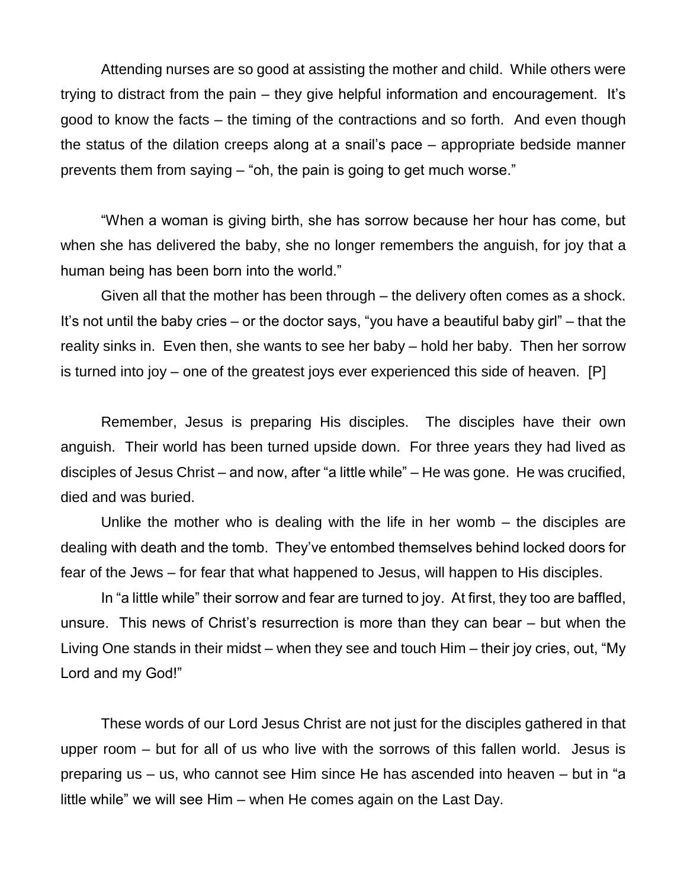Attending nurses are so good at assisting the mother and child. While others were trying to distract from the pain – they give helpful information and encouragement. It's good to know the facts – the timing of the contractions and so forth. And even though the status of the dilation creeps along at a snail's pace – appropriate bedside manner prevents them from saying – "oh, the pain is going to get much worse."

"When a woman is giving birth, she has sorrow because her hour has come, but when she has delivered the baby, she no longer remembers the anguish, for joy that a human being has been born into the world."

Given all that the mother has been through – the delivery often comes as a shock. It's not until the baby cries – or the doctor says, "you have a beautiful baby girl" – that the reality sinks in. Even then, she wants to see her baby – hold her baby. Then her sorrow is turned into joy – one of the greatest joys ever experienced this side of heaven. [P]

Remember, Jesus is preparing His disciples. The disciples have their own anguish. Their world has been turned upside down. For three years they had lived as disciples of Jesus Christ – and now, after "a little while" – He was gone. He was crucified, died and was buried.

Unlike the mother who is dealing with the life in her womb – the disciples are dealing with death and the tomb. They've entombed themselves behind locked doors for fear of the Jews – for fear that what happened to Jesus, will happen to His disciples.

In "a little while" their sorrow and fear are turned to joy. At first, they too are baffled, unsure. This news of Christ's resurrection is more than they can bear – but when the Living One stands in their midst – when they see and touch Him – their joy cries, out, "My Lord and my God!"

These words of our Lord Jesus Christ are not just for the disciples gathered in that upper room – but for all of us who live with the sorrows of this fallen world. Jesus is preparing us – us, who cannot see Him since He has ascended into heaven – but in "a little while" we will see Him – when He comes again on the Last Day.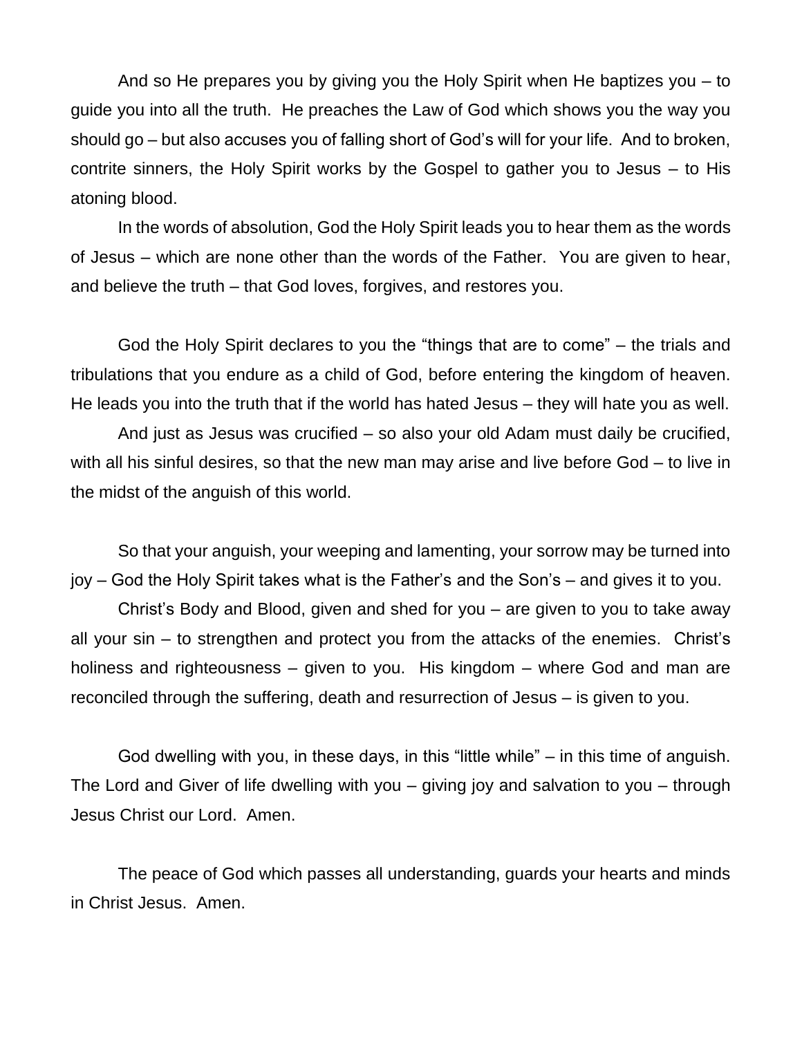And so He prepares you by giving you the Holy Spirit when He baptizes you – to guide you into all the truth. He preaches the Law of God which shows you the way you should go – but also accuses you of falling short of God's will for your life. And to broken, contrite sinners, the Holy Spirit works by the Gospel to gather you to Jesus – to His atoning blood.

In the words of absolution, God the Holy Spirit leads you to hear them as the words of Jesus – which are none other than the words of the Father. You are given to hear, and believe the truth – that God loves, forgives, and restores you.

God the Holy Spirit declares to you the "things that are to come" – the trials and tribulations that you endure as a child of God, before entering the kingdom of heaven. He leads you into the truth that if the world has hated Jesus – they will hate you as well.

And just as Jesus was crucified – so also your old Adam must daily be crucified, with all his sinful desires, so that the new man may arise and live before God – to live in the midst of the anguish of this world.

So that your anguish, your weeping and lamenting, your sorrow may be turned into joy – God the Holy Spirit takes what is the Father's and the Son's – and gives it to you.

Christ's Body and Blood, given and shed for you – are given to you to take away all your sin – to strengthen and protect you from the attacks of the enemies. Christ's holiness and righteousness – given to you. His kingdom – where God and man are reconciled through the suffering, death and resurrection of Jesus – is given to you.

God dwelling with you, in these days, in this "little while" – in this time of anguish. The Lord and Giver of life dwelling with you – giving joy and salvation to you – through Jesus Christ our Lord. Amen.

The peace of God which passes all understanding, guards your hearts and minds in Christ Jesus. Amen.